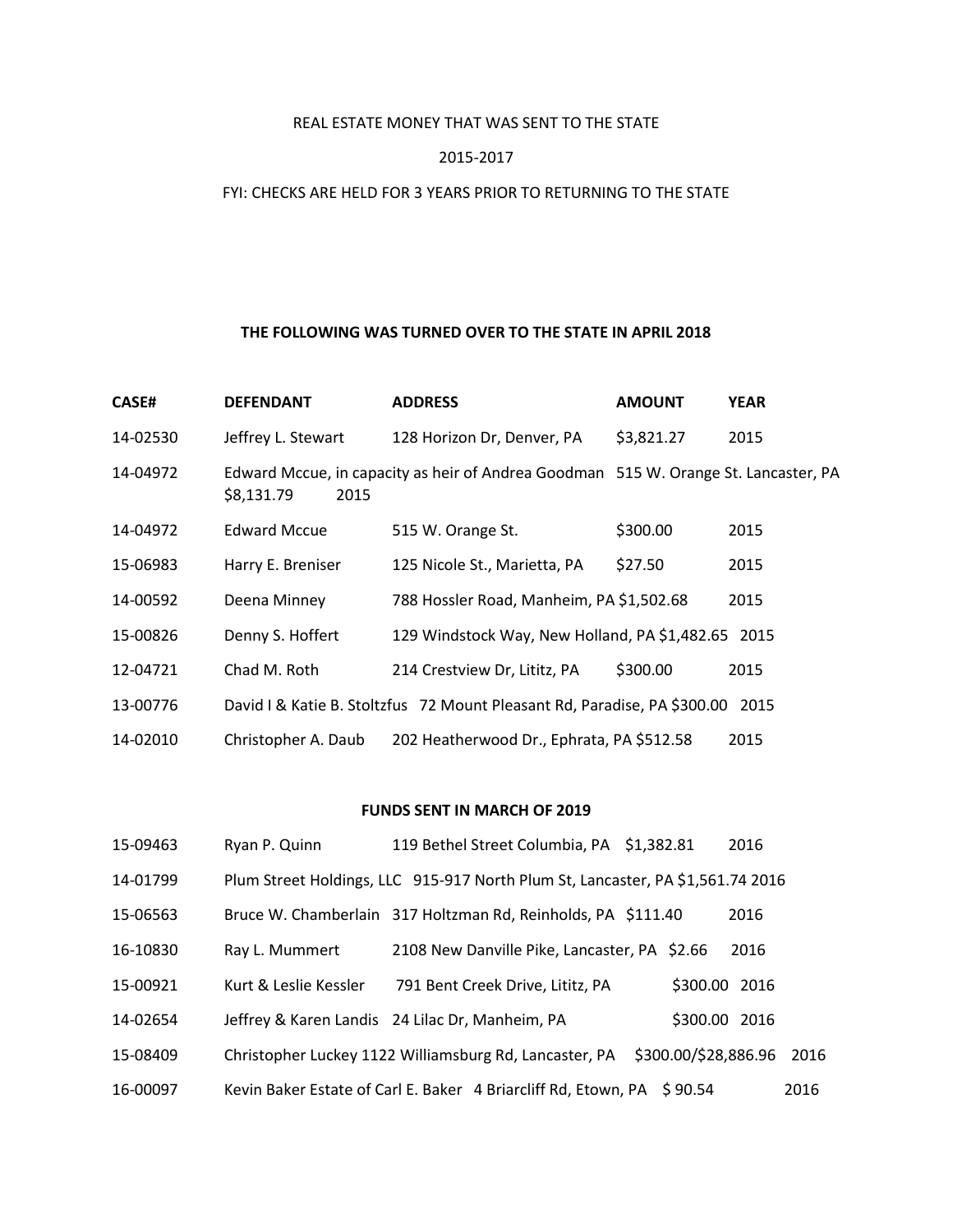REAL ESTATE MONEY THAT WAS SENT TO THE STATE

2015-2017

FYI: CHECKS ARE HELD FOR 3 YEARS PRIOR TO RETURNING TO THE STATE

**THE FOLLOWING WAS TURNED OVER TO THE STATE IN APRIL 2018**

| CASE# | DEFENDANT | ADDRESS | AMOUNT | YEAR |
|---|---|---|---|---|
| 14-02530 | Jeffrey L. Stewart | 128 Horizon Dr, Denver, PA | $3,821.27 | 2015 |
| 14-04972 | Edward Mccue, in capacity as heir of Andrea Goodman | 515 W. Orange St. Lancaster, PA | $8,131.79 | 2015 |
| 14-04972 | Edward Mccue | 515 W. Orange St. | $300.00 | 2015 |
| 15-06983 | Harry E. Breniser | 125 Nicole St., Marietta, PA | $27.50 | 2015 |
| 14-00592 | Deena Minney | 788 Hossler Road, Manheim, PA | $1,502.68 | 2015 |
| 15-00826 | Denny S. Hoffert | 129 Windstock Way, New Holland, PA | $1,482.65 | 2015 |
| 12-04721 | Chad M. Roth | 214 Crestview Dr, Lititz, PA | $300.00 | 2015 |
| 13-00776 | David I & Katie B. Stoltzfus | 72 Mount Pleasant Rd, Paradise, PA | $300.00 | 2015 |
| 14-02010 | Christopher A. Daub | 202 Heatherwood Dr., Ephrata, PA | $512.58 | 2015 |

**FUNDS SENT IN MARCH OF 2019**

| CASE# | DEFENDANT | ADDRESS | AMOUNT | YEAR |
|---|---|---|---|---|
| 15-09463 | Ryan P. Quinn | 119 Bethel Street Columbia, PA | $1,382.81 | 2016 |
| 14-01799 | Plum Street Holdings, LLC | 915-917 North Plum St, Lancaster, PA | $1,561.74 | 2016 |
| 15-06563 | Bruce W. Chamberlain | 317 Holtzman Rd, Reinholds, PA | $111.40 | 2016 |
| 16-10830 | Ray L. Mummert | 2108 New Danville Pike, Lancaster, PA | $2.66 | 2016 |
| 15-00921 | Kurt & Leslie Kessler | 791 Bent Creek Drive, Lititz, PA | $300.00 | 2016 |
| 14-02654 | Jeffrey & Karen Landis | 24 Lilac Dr, Manheim, PA | $300.00 | 2016 |
| 15-08409 | Christopher Luckey | 1122 Williamsburg Rd, Lancaster, PA | $300.00/$28,886.96 | 2016 |
| 16-00097 | Kevin Baker Estate of Carl E. Baker | 4 Briarcliff Rd, Etown, PA | $ 90.54 | 2016 |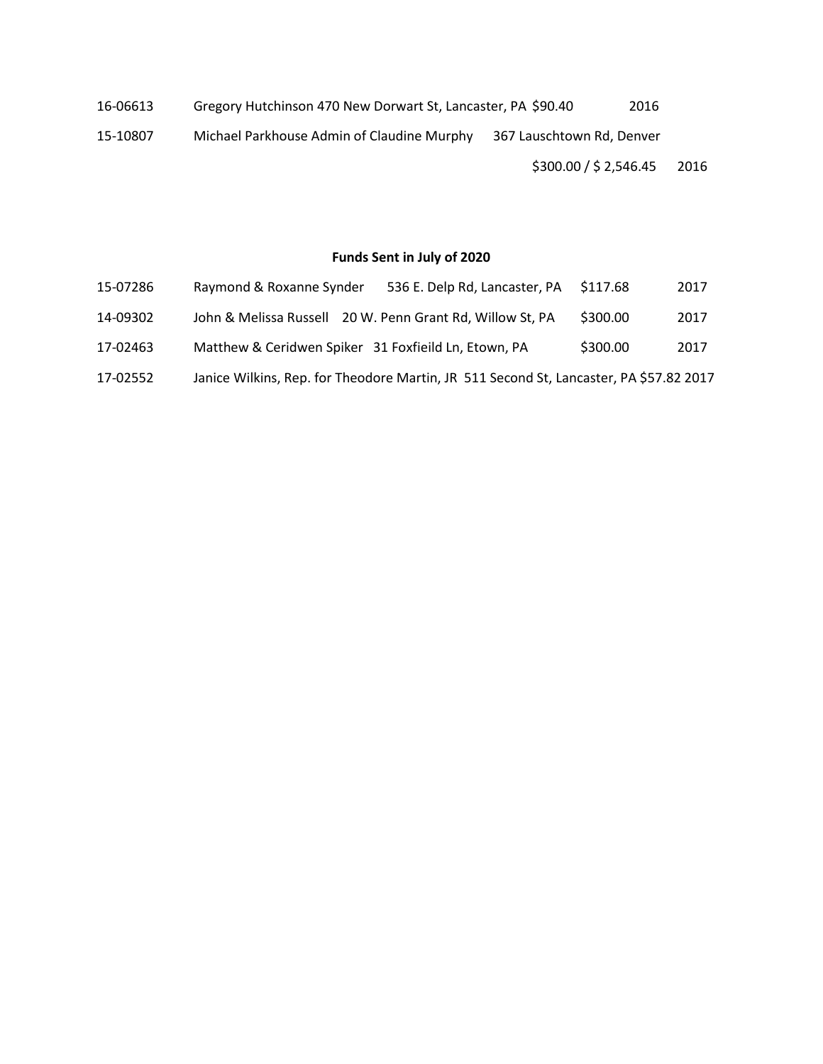| | | | | |
|---|---|---|---|---|
| 16-06613 | Gregory Hutchinson | 470 New Dorwart St, Lancaster, PA | $90.40 | 2016 |
| 15-10807 | Michael Parkhouse Admin of Claudine Murphy | 367 Lauschtown Rd, Denver | $300.00 / $ 2,546.45 | 2016 |

**Funds Sent in July of 2020**

| | | | | |
|---|---|---|---|---|
| 15-07286 | Raymond & Roxanne Synder | 536 E. Delp Rd, Lancaster, PA | $117.68 | 2017 |
| 14-09302 | John & Melissa Russell | 20 W. Penn Grant Rd, Willow St, PA | $300.00 | 2017 |
| 17-02463 | Matthew & Ceridwen Spiker | 31 Foxfieild Ln, Etown, PA | $300.00 | 2017 |
| 17-02552 | Janice Wilkins, Rep. for Theodore Martin, JR | 511 Second St, Lancaster, PA | $57.82 | 2017 |